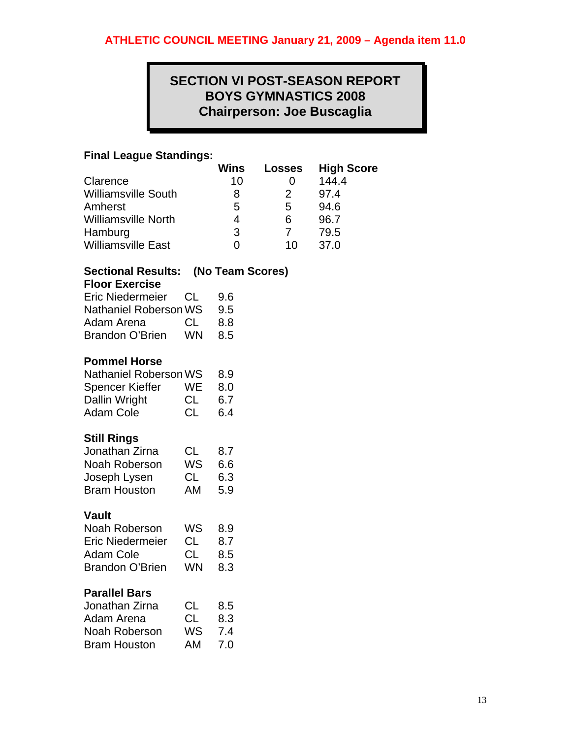**ATHLETIC COUNCIL MEETING January 21, 2009 – Agenda item 11.0**

# SECTION VI POST-SEASON REPORT
# BOYS GYMNASTICS 2008
# Chairperson: Joe Buscaglia

**Final League Standings:**

| | Wins | Losses | High Score |
|---|---|---|---|
| Clarence | 10 | 0 | 144.4 |
| Williamsville South | 8 | 2 | 97.4 |
| Amherst | 5 | 5 | 94.6 |
| Williamsville North | 4 | 6 | 96.7 |
| Hamburg | 3 | 7 | 79.5 |
| Williamsville East | 0 | 10 | 37.0 |

**Sectional Results: (No Team Scores)**

**Floor Exercise**

| | | |
|---|---|---|
| Eric Niedermeier | CL | 9.6 |
| Nathaniel Roberson | WS | 9.5 |
| Adam Arena | CL | 8.8 |
| Brandon O'Brien | WN | 8.5 |

**Pommel Horse**

| | | |
|---|---|---|
| Nathaniel Roberson | WS | 8.9 |
| Spencer Kieffer | WE | 8.0 |
| Dallin Wright | CL | 6.7 |
| Adam Cole | CL | 6.4 |

**Still Rings**

| | | |
|---|---|---|
| Jonathan Zirna | CL | 8.7 |
| Noah Roberson | WS | 6.6 |
| Joseph Lysen | CL | 6.3 |
| Bram Houston | AM | 5.9 |

**Vault**

| | | |
|---|---|---|
| Noah Roberson | WS | 8.9 |
| Eric Niedermeier | CL | 8.7 |
| Adam Cole | CL | 8.5 |
| Brandon O'Brien | WN | 8.3 |

**Parallel Bars**

| | | |
|---|---|---|
| Jonathan Zirna | CL | 8.5 |
| Adam Arena | CL | 8.3 |
| Noah Roberson | WS | 7.4 |
| Bram Houston | AM | 7.0 |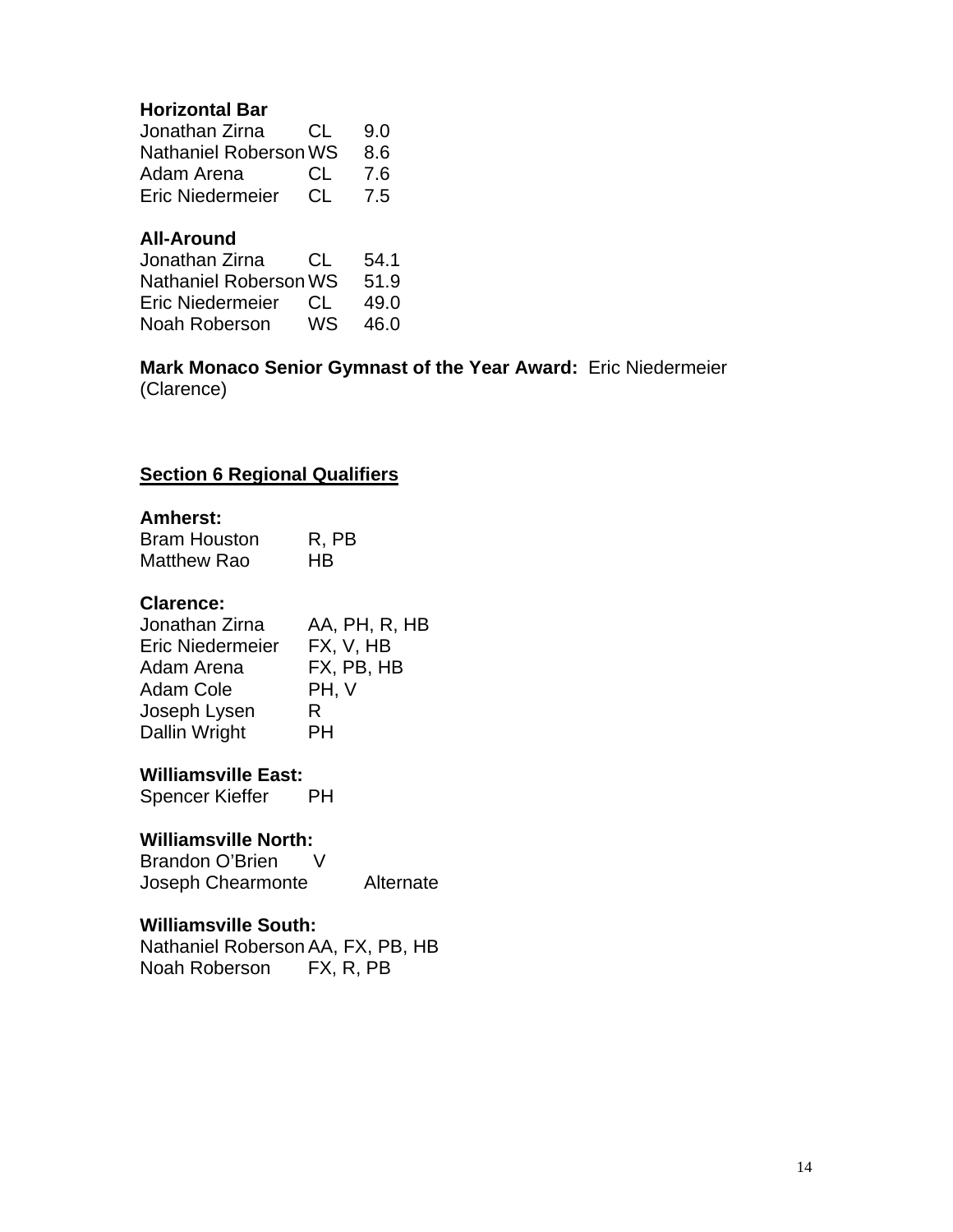**Horizontal Bar**

| | | |
|---|---|---|
| Jonathan Zirna | CL | 9.0 |
| Nathaniel Roberson | WS | 8.6 |
| Adam Arena | CL | 7.6 |
| Eric Niedermeier | CL | 7.5 |

**All-Around**

| | | |
|---|---|---|
| Jonathan Zirna | CL | 54.1 |
| Nathaniel Roberson | WS | 51.9 |
| Eric Niedermeier | CL | 49.0 |
| Noah Roberson | WS | 46.0 |

**Mark Monaco Senior Gymnast of the Year Award:** Eric Niedermeier (Clarence)

## Section 6 Regional Qualifiers

**Amherst:**

| | |
|---|---|
| Bram Houston | R, PB |
| Matthew Rao | HB |

**Clarence:**

| | |
|---|---|
| Jonathan Zirna | AA, PH, R, HB |
| Eric Niedermeier | FX, V, HB |
| Adam Arena | FX, PB, HB |
| Adam Cole | PH, V |
| Joseph Lysen | R |
| Dallin Wright | PH |

**Williamsville East:**

| | |
|---|---|
| Spencer Kieffer | PH |

**Williamsville North:**

| | |
|---|---|
| Brandon O'Brien | V |
| Joseph Chearmonte | Alternate |

**Williamsville South:**

| | |
|---|---|
| Nathaniel Roberson | AA, FX, PB, HB |
| Noah Roberson | FX, R, PB |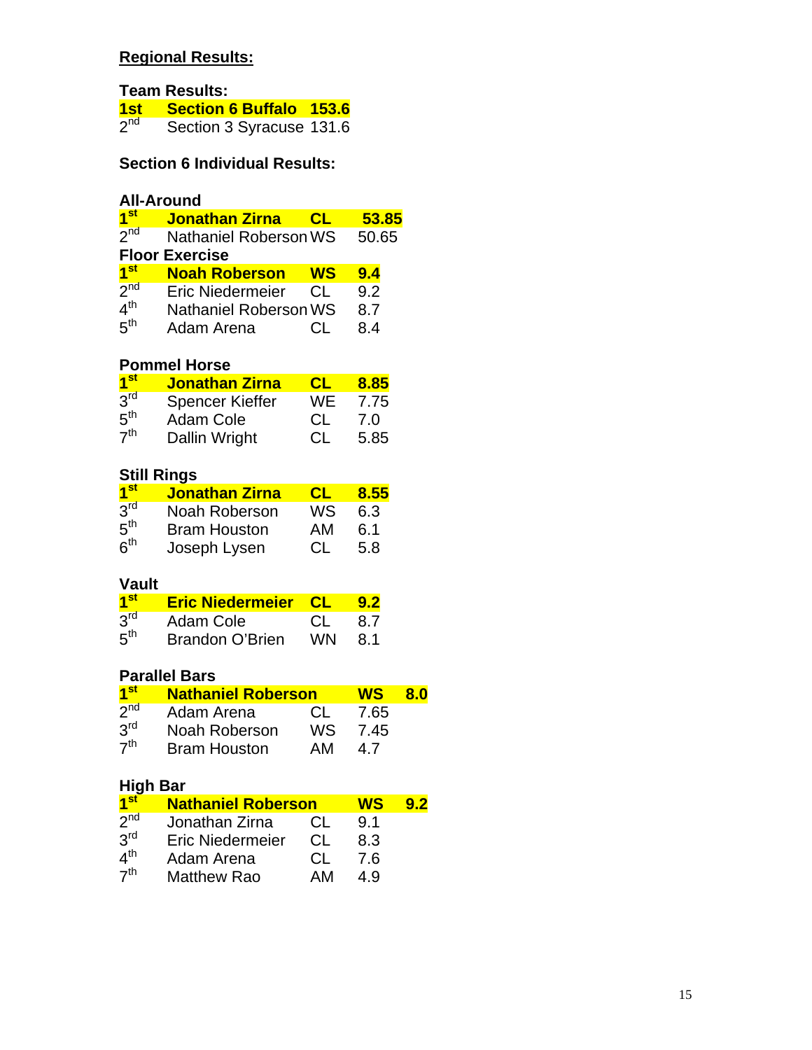## Regional Results:

### Team Results:

| Place | Team | Score |
|---|---|---|
| **1st** | **Section 6 Buffalo** | **153.6** |
| 2nd | Section 3 Syracuse | 131.6 |

### Section 6 Individual Results:

#### All-Around

| Place | Name | School | Score |
|---|---|---|---|
| **1st** | **Jonathan Zirna** | **CL** | **53.85** |
| 2nd | Nathaniel Roberson | WS | 50.65 |

#### Floor Exercise

| Place | Name | School | Score |
|---|---|---|---|
| **1st** | **Noah Roberson** | **WS** | **9.4** |
| 2nd | Eric Niedermeier | CL | 9.2 |
| 4th | Nathaniel Roberson | WS | 8.7 |
| 5th | Adam Arena | CL | 8.4 |

#### Pommel Horse

| Place | Name | School | Score |
|---|---|---|---|
| **1st** | **Jonathan Zirna** | **CL** | **8.85** |
| 3rd | Spencer Kieffer | WE | 7.75 |
| 5th | Adam Cole | CL | 7.0 |
| 7th | Dallin Wright | CL | 5.85 |

#### Still Rings

| Place | Name | School | Score |
|---|---|---|---|
| **1st** | **Jonathan Zirna** | **CL** | **8.55** |
| 3rd | Noah Roberson | WS | 6.3 |
| 5th | Bram Houston | AM | 6.1 |
| 6th | Joseph Lysen | CL | 5.8 |

#### Vault

| Place | Name | School | Score |
|---|---|---|---|
| **1st** | **Eric Niedermeier** | **CL** | **9.2** |
| 3rd | Adam Cole | CL | 8.7 |
| 5th | Brandon O'Brien | WN | 8.1 |

#### Parallel Bars

| Place | Name | School | Score |
|---|---|---|---|
| **1st** | **Nathaniel Roberson** | **WS** | **8.0** |
| 2nd | Adam Arena | CL | 7.65 |
| 3rd | Noah Roberson | WS | 7.45 |
| 7th | Bram Houston | AM | 4.7 |

#### High Bar

| Place | Name | School | Score |
|---|---|---|---|
| **1st** | **Nathaniel Roberson** | **WS** | **9.2** |
| 2nd | Jonathan Zirna | CL | 9.1 |
| 3rd | Eric Niedermeier | CL | 8.3 |
| 4th | Adam Arena | CL | 7.6 |
| 7th | Matthew Rao | AM | 4.9 |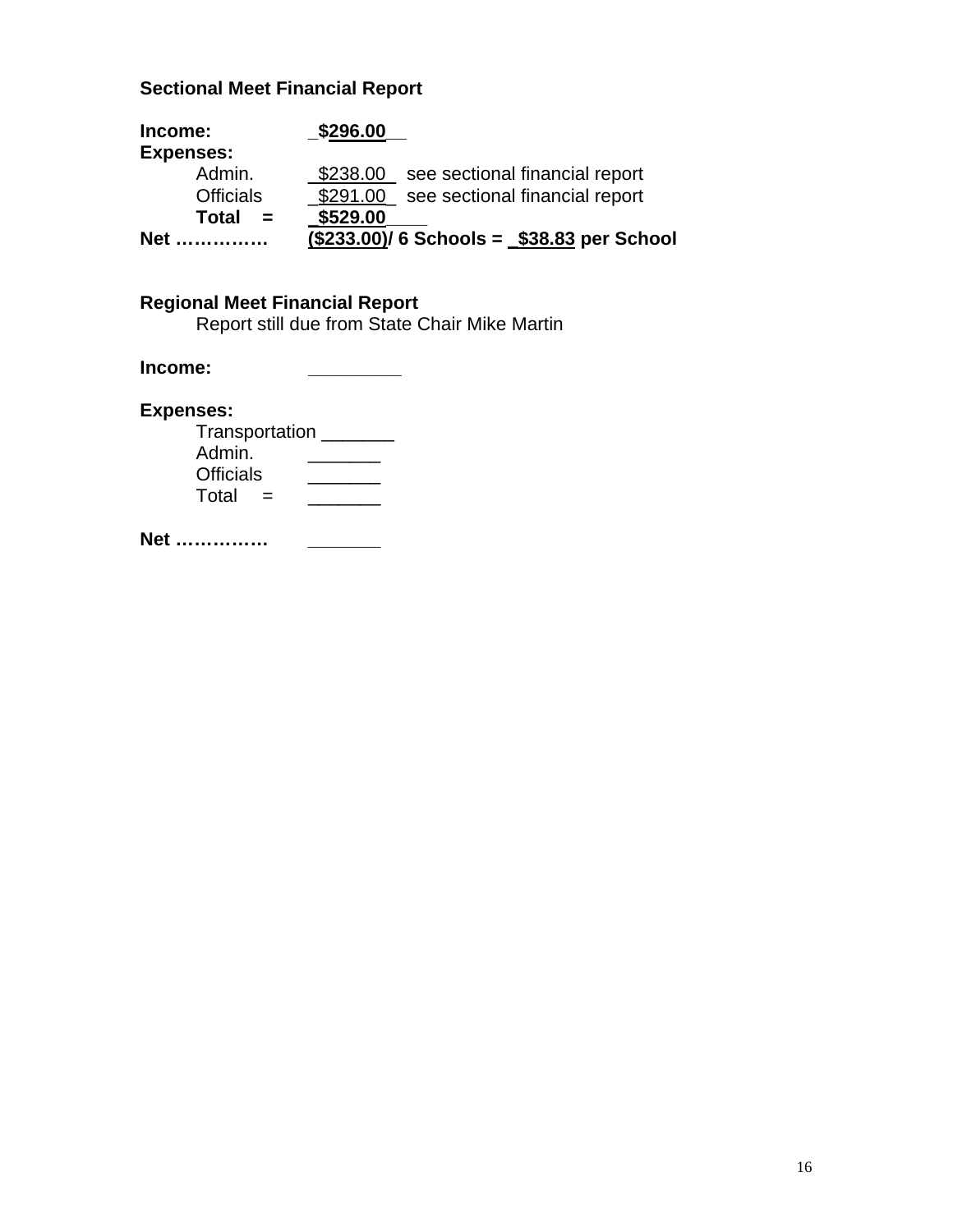**Sectional Meet Financial Report**

**Income:** _$296.00__

**Expenses:**

Admin. _$238.00_ see sectional financial report

Officials _$291.00_ see sectional financial report

**Total = _$529.00____**

**Net …………… ($233.00)/ 6 Schools = _$38.83 per School**

**Regional Meet Financial Report**

Report still due from State Chair Mike Martin

**Income:** ________

**Expenses:**

Transportation _______

Admin. _______

Officials _______

Total = _______

**Net ……………** _______